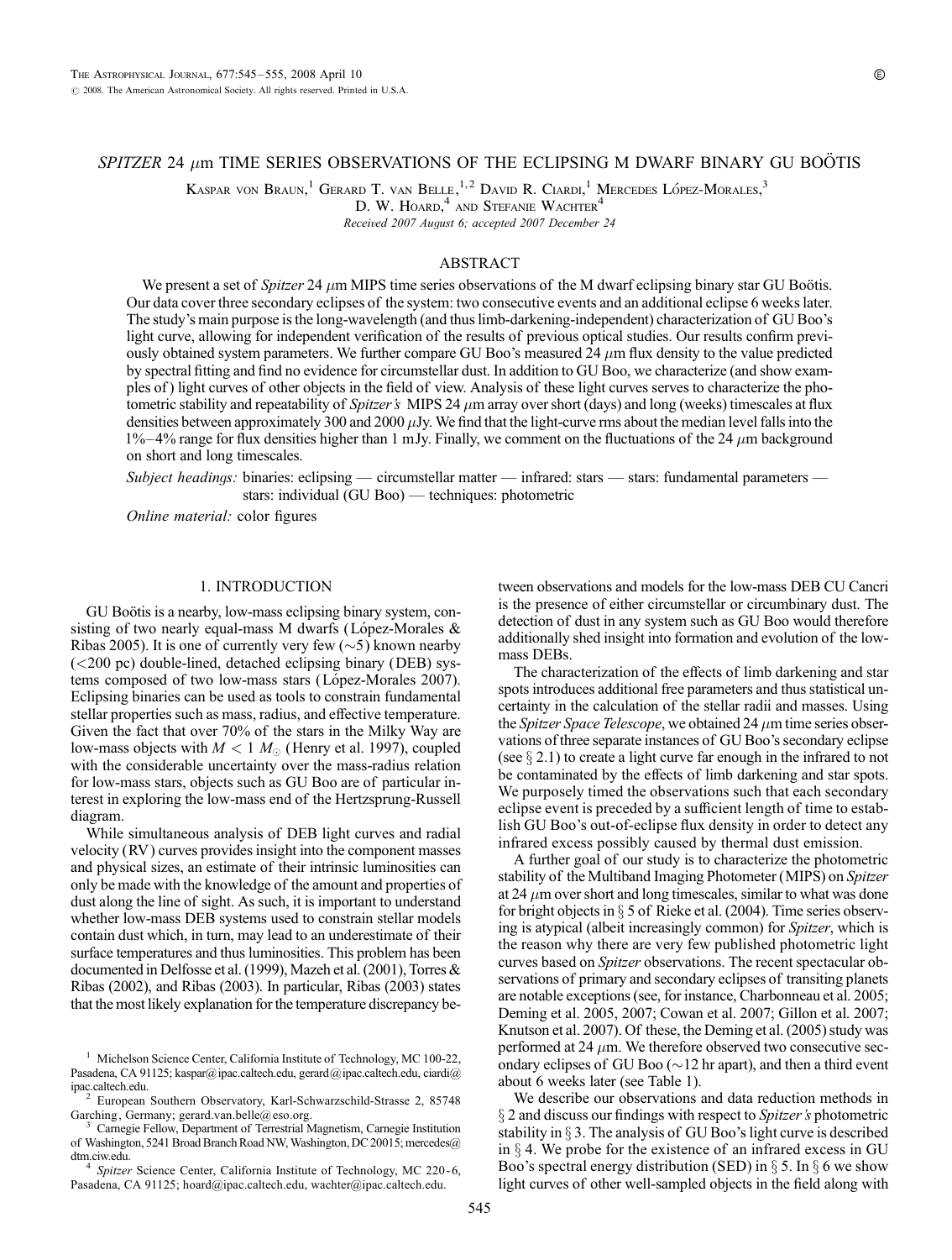# *SPITZER* 24 $\mu$m TIME SERIES OBSERVATIONS OF THE ECLIPSING M DWARF BINARY GU BOÖTIS

Kaspar von Braun,[1] Gerard T. van Belle,[1,2] David R. Ciardi,[1] Mercedes López-Morales,[3] D. W. Hoard,[4] and Stefanie Wachter[4]

*Received 2007 August 6; accepted 2007 December 24*

## ABSTRACT

We present a set of *Spitzer* 24 $\mu$m MIPS time series observations of the M dwarf eclipsing binary star GU Boötis. Our data cover three secondary eclipses of the system: two consecutive events and an additional eclipse 6 weeks later. The study's main purpose is the long-wavelength (and thus limb-darkening-independent) characterization of GU Boo's light curve, allowing for independent verification of the results of previous optical studies. Our results confirm previously obtained system parameters. We further compare GU Boo's measured 24 $\mu$m flux density to the value predicted by spectral fitting and find no evidence for circumstellar dust. In addition to GU Boo, we characterize (and show examples of) light curves of other objects in the field of view. Analysis of these light curves serves to characterize the photometric stability and repeatability of *Spitzer's* MIPS 24 $\mu$m array over short (days) and long (weeks) timescales at flux densities between approximately 300 and 2000 $\mu$Jy. We find that the light-curve rms about the median level falls into the 1%–4% range for flux densities higher than 1 mJy. Finally, we comment on the fluctuations of the 24 $\mu$m background on short and long timescales.

*Subject headings:* binaries: eclipsing — circumstellar matter — infrared: stars — stars: fundamental parameters — stars: individual (GU Boo) — techniques: photometric

*Online material:* color figures

## 1. INTRODUCTION

GU Boötis is a nearby, low-mass eclipsing binary system, consisting of two nearly equal-mass M dwarfs (López-Morales & Ribas 2005). It is one of currently very few (~5) known nearby (<200 pc) double-lined, detached eclipsing binary (DEB) systems composed of two low-mass stars (López-Morales 2007). Eclipsing binaries can be used as tools to constrain fundamental stellar properties such as mass, radius, and effective temperature. Given the fact that over 70% of the stars in the Milky Way are low-mass objects with $M < 1\ M_{\odot}$ (Henry et al. 1997), coupled with the considerable uncertainty over the mass-radius relation for low-mass stars, objects such as GU Boo are of particular interest in exploring the low-mass end of the Hertzsprung-Russell diagram.

While simultaneous analysis of DEB light curves and radial velocity (RV) curves provides insight into the component masses and physical sizes, an estimate of their intrinsic luminosities can only be made with the knowledge of the amount and properties of dust along the line of sight. As such, it is important to understand whether low-mass DEB systems used to constrain stellar models contain dust which, in turn, may lead to an underestimate of their surface temperatures and thus luminosities. This problem has been documented in Delfosse et al. (1999), Mazeh et al. (2001), Torres & Ribas (2002), and Ribas (2003). In particular, Ribas (2003) states that the most likely explanation for the temperature discrepancy between observations and models for the low-mass DEB CU Cancri is the presence of either circumstellar or circumbinary dust. The detection of dust in any system such as GU Boo would therefore additionally shed insight into formation and evolution of the low-mass DEBs.

The characterization of the effects of limb darkening and star spots introduces additional free parameters and thus statistical uncertainty in the calculation of the stellar radii and masses. Using the *Spitzer Space Telescope*, we obtained 24 $\mu$m time series observations of three separate instances of GU Boo's secondary eclipse (see § 2.1) to create a light curve far enough in the infrared to not be contaminated by the effects of limb darkening and star spots. We purposely timed the observations such that each secondary eclipse event is preceded by a sufficient length of time to establish GU Boo's out-of-eclipse flux density in order to detect any infrared excess possibly caused by thermal dust emission.

A further goal of our study is to characterize the photometric stability of the Multiband Imaging Photometer (MIPS) on *Spitzer* at 24 $\mu$m over short and long timescales, similar to what was done for bright objects in § 5 of Rieke et al. (2004). Time series observing is atypical (albeit increasingly common) for *Spitzer*, which is the reason why there are very few published photometric light curves based on *Spitzer* observations. The recent spectacular observations of primary and secondary eclipses of transiting planets are notable exceptions (see, for instance, Charbonneau et al. 2005; Deming et al. 2005, 2007; Cowan et al. 2007; Gillon et al. 2007; Knutson et al. 2007). Of these, the Deming et al. (2005) study was performed at 24 $\mu$m. We therefore observed two consecutive secondary eclipses of GU Boo (~12 hr apart), and then a third event about 6 weeks later (see Table 1).

We describe our observations and data reduction methods in § 2 and discuss our findings with respect to *Spitzer's* photometric stability in § 3. The analysis of GU Boo's light curve is described in § 4. We probe for the existence of an infrared excess in GU Boo's spectral energy distribution (SED) in § 5. In § 6 we show light curves of other well-sampled objects in the field along with

---

[1] Michelson Science Center, California Institute of Technology, MC 100-22, Pasadena, CA 91125; kaspar@ipac.caltech.edu, gerard@ipac.caltech.edu, ciardi@ipac.caltech.edu.

[2] European Southern Observatory, Karl-Schwarzschild-Strasse 2, 85748 Garching, Germany; gerard.van.belle@eso.org.

[3] Carnegie Fellow, Department of Terrestrial Magnetism, Carnegie Institution of Washington, 5241 Broad Branch Road NW, Washington, DC 20015; mercedes@dtm.ciw.edu.

[4] *Spitzer* Science Center, California Institute of Technology, MC 220-6, Pasadena, CA 91125; hoard@ipac.caltech.edu, wachter@ipac.caltech.edu.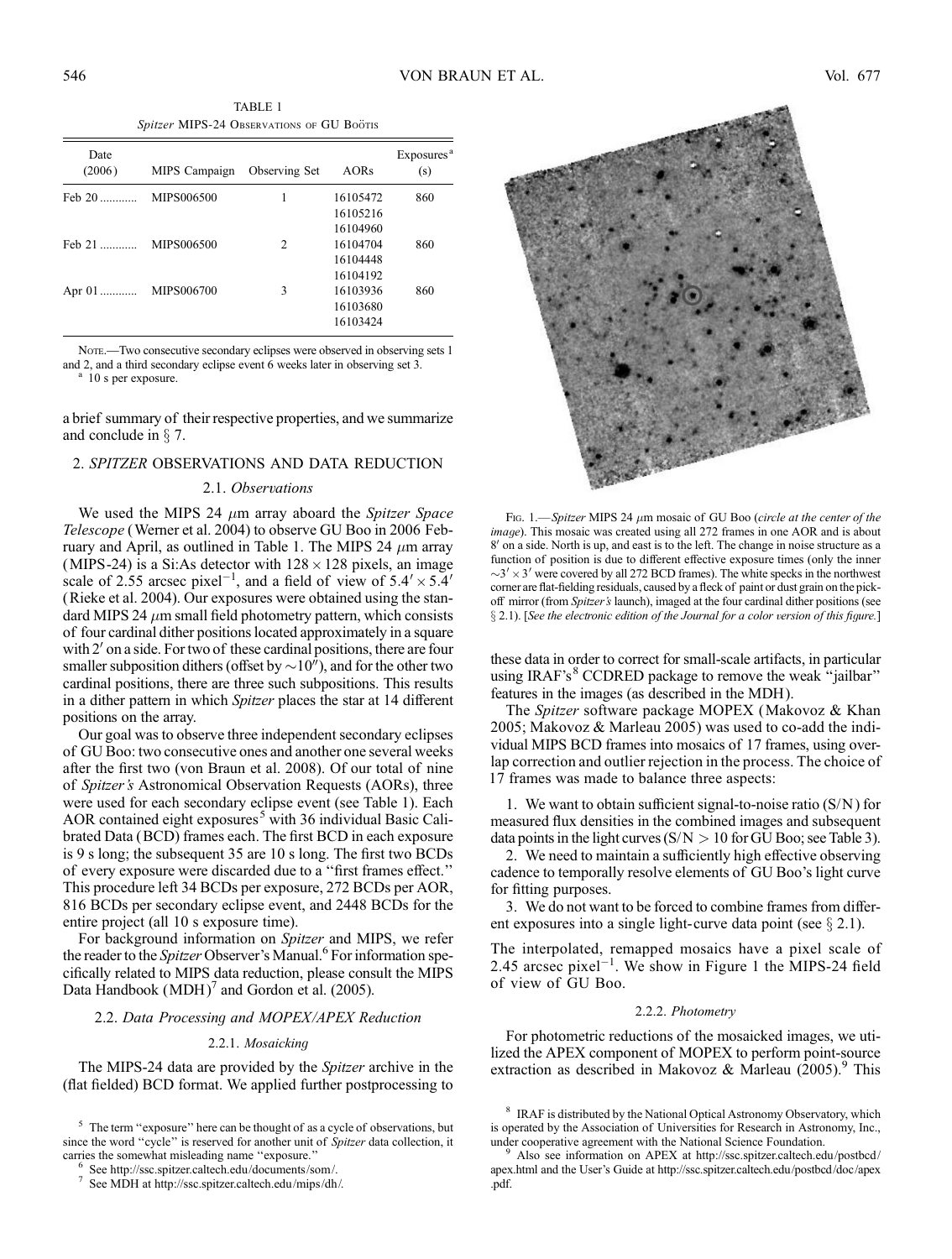TABLE 1

*Spitzer* MIPS-24 Observations of GU Boötis

| Date (2006) | MIPS Campaign | Observing Set | AORs | Exposures[a] (s) |
|---|---|---|---|---|
| Feb 20 ............ | MIPS006500 | 1 | 16105472 16105216 16104960 | 860 |
| Feb 21 ............ | MIPS006500 | 2 | 16104704 16104448 16104192 | 860 |
| Apr 01 ............ | MIPS006700 | 3 | 16103936 16103680 16103424 | 860 |

Note.—Two consecutive secondary eclipses were observed in observing sets 1 and 2, and a third secondary eclipse event 6 weeks later in observing set 3.

[a] 10 s per exposure.

a brief summary of their respective properties, and we summarize and conclude in § 7.

## 2. *SPITZER* OBSERVATIONS AND DATA REDUCTION

### 2.1. *Observations*

We used the MIPS 24 $\mu$m array aboard the *Spitzer Space Telescope* (Werner et al. 2004) to observe GU Boo in 2006 February and April, as outlined in Table 1. The MIPS 24 $\mu$m array (MIPS-24) is a Si:As detector with $128 \times 128$ pixels, an image scale of 2.55 arcsec pixel$^{-1}$, and a field of view of $5.4' \times 5.4'$ (Rieke et al. 2004). Our exposures were obtained using the standard MIPS 24 $\mu$m small field photometry pattern, which consists of four cardinal dither positions located approximately in a square with $2'$ on a side. For two of these cardinal positions, there are four smaller subposition dithers (offset by $\sim 10''$), and for the other two cardinal positions, there are three such subpositions. This results in a dither pattern in which *Spitzer* places the star at 14 different positions on the array.

Our goal was to observe three independent secondary eclipses of GU Boo: two consecutive ones and another one several weeks after the first two (von Braun et al. 2008). Of our total of nine of *Spitzer's* Astronomical Observation Requests (AORs), three were used for each secondary eclipse event (see Table 1). Each AOR contained eight exposures[5] with 36 individual Basic Calibrated Data (BCD) frames each. The first BCD in each exposure is 9 s long; the subsequent 35 are 10 s long. The first two BCDs of every exposure were discarded due to a "first frames effect." This procedure left 34 BCDs per exposure, 272 BCDs per AOR, 816 BCDs per secondary eclipse event, and 2448 BCDs for the entire project (all 10 s exposure time).

For background information on *Spitzer* and MIPS, we refer the reader to the *Spitzer* Observer's Manual.[6] For information specifically related to MIPS data reduction, please consult the MIPS Data Handbook (MDH)[7] and Gordon et al. (2005).

### 2.2. *Data Processing and MOPEX/APEX Reduction*

#### 2.2.1. *Mosaicking*

The MIPS-24 data are provided by the *Spitzer* archive in the (flat fielded) BCD format. We applied further postprocessing to these data in order to correct for small-scale artifacts, in particular using IRAF's[8] CCDRED package to remove the weak "jailbar" features in the images (as described in the MDH).

Fig. 1.—*Spitzer* MIPS 24 $\mu$m mosaic of GU Boo (*circle at the center of the image*). This mosaic was created using all 272 frames in one AOR and is about $8'$ on a side. North is up, and east is to the left. The change in noise structure as a function of position is due to different effective exposure times (only the inner $\sim 3' \times 3'$ were covered by all 272 BCD frames). The white specks in the northwest corner are flat-fielding residuals, caused by a fleck of paint or dust grain on the pick-off mirror (from *Spitzer's* launch), imaged at the four cardinal dither positions (see § 2.1). [*See the electronic edition of the Journal for a color version of this figure.*]

The *Spitzer* software package MOPEX (Makovoz & Khan 2005; Makovoz & Marleau 2005) was used to co-add the individual MIPS BCD frames into mosaics of 17 frames, using overlap correction and outlier rejection in the process. The choice of 17 frames was made to balance three aspects:

1. We want to obtain sufficient signal-to-noise ratio (S/N) for measured flux densities in the combined images and subsequent data points in the light curves (S/N > 10 for GU Boo; see Table 3).

2. We need to maintain a sufficiently high effective observing cadence to temporally resolve elements of GU Boo's light curve for fitting purposes.

3. We do not want to be forced to combine frames from different exposures into a single light-curve data point (see § 2.1).

The interpolated, remapped mosaics have a pixel scale of 2.45 arcsec pixel$^{-1}$. We show in Figure 1 the MIPS-24 field of view of GU Boo.

#### 2.2.2. *Photometry*

For photometric reductions of the mosaicked images, we utilized the APEX component of MOPEX to perform point-source extraction as described in Makovoz & Marleau (2005).[9] This

[5] The term "exposure" here can be thought of as a cycle of observations, but since the word "cycle" is reserved for another unit of *Spitzer* data collection, it carries the somewhat misleading name "exposure."

[6] See http://ssc.spitzer.caltech.edu/documents/som/.

[7] See MDH at http://ssc.spitzer.caltech.edu/mips/dh/.

[8] IRAF is distributed by the National Optical Astronomy Observatory, which is operated by the Association of Universities for Research in Astronomy, Inc., under cooperative agreement with the National Science Foundation.

[9] Also see information on APEX at http://ssc.spitzer.caltech.edu/postbcd/apex.html and the User's Guide at http://ssc.spitzer.caltech.edu/postbcd/doc/apex.pdf.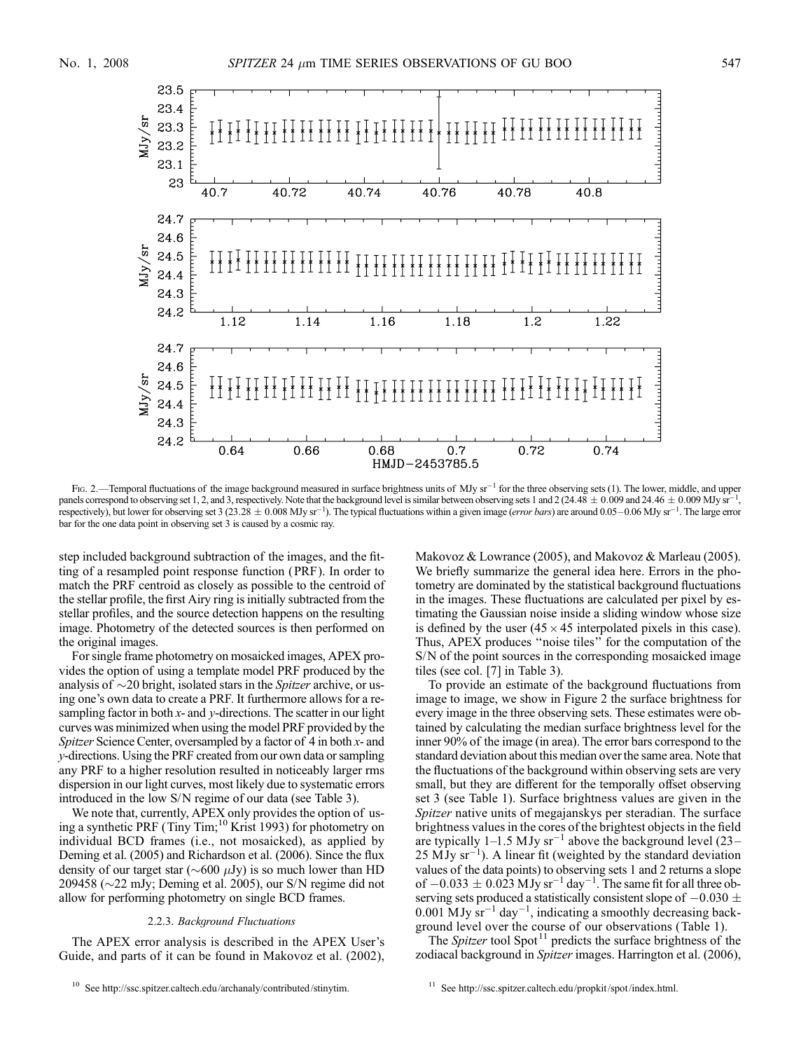Fig. 2.—Temporal fluctuations of the image background measured in surface brightness units of MJy sr$^{-1}$ for the three observing sets (1). The lower, middle, and upper panels correspond to observing set 1, 2, and 3, respectively. Note that the background level is similar between observing sets 1 and 2 (24.48 ± 0.009 and 24.46 ± 0.009 MJy sr$^{-1}$, respectively), but lower for observing set 3 (23.28 ± 0.008 MJy sr$^{-1}$). The typical fluctuations within a given image (*error bars*) are around 0.05–0.06 MJy sr$^{-1}$. The large error bar for the one data point in observing set 3 is caused by a cosmic ray.

step included background subtraction of the images, and the fitting of a resampled point response function (PRF). In order to match the PRF centroid as closely as possible to the centroid of the stellar profile, the first Airy ring is initially subtracted from the stellar profiles, and the source detection happens on the resulting image. Photometry of the detected sources is then performed on the original images.

For single frame photometry on mosaicked images, APEX provides the option of using a template model PRF produced by the analysis of ~20 bright, isolated stars in the *Spitzer* archive, or using one's own data to create a PRF. It furthermore allows for a resampling factor in both $x$- and $y$-directions. The scatter in our light curves was minimized when using the model PRF provided by the *Spitzer* Science Center, oversampled by a factor of 4 in both $x$- and $y$-directions. Using the PRF created from our own data or sampling any PRF to a higher resolution resulted in noticeably larger rms dispersion in our light curves, most likely due to systematic errors introduced in the low S/N regime of our data (see Table 3).

We note that, currently, APEX only provides the option of using a synthetic PRF (Tiny Tim;[10] Krist 1993) for photometry on individual BCD frames (i.e., not mosaicked), as applied by Deming et al. (2005) and Richardson et al. (2006). Since the flux density of our target star (~600 $\mu$Jy) is so much lower than HD 209458 (~22 mJy; Deming et al. 2005), our S/N regime did not allow for performing photometry on single BCD frames.

### 2.2.3. *Background Fluctuations*

The APEX error analysis is described in the APEX User's Guide, and parts of it can be found in Makovoz et al. (2002), Makovoz & Lowrance (2005), and Makovoz & Marleau (2005). We briefly summarize the general idea here. Errors in the photometry are dominated by the statistical background fluctuations in the images. These fluctuations are calculated per pixel by estimating the Gaussian noise inside a sliding window whose size is defined by the user (45 × 45 interpolated pixels in this case). Thus, APEX produces "noise tiles" for the computation of the S/N of the point sources in the corresponding mosaicked image tiles (see col. [7] in Table 3).

To provide an estimate of the background fluctuations from image to image, we show in Figure 2 the surface brightness for every image in the three observing sets. These estimates were obtained by calculating the median surface brightness level for the inner 90% of the image (in area). The error bars correspond to the standard deviation about this median over the same area. Note that the fluctuations of the background within observing sets are very small, but they are different for the temporally offset observing set 3 (see Table 1). Surface brightness values are given in the *Spitzer* native units of megajanskys per steradian. The surface brightness values in the cores of the brightest objects in the field are typically 1–1.5 MJy sr$^{-1}$ above the background level (23–25 MJy sr$^{-1}$). A linear fit (weighted by the standard deviation values of the data points) to observing sets 1 and 2 returns a slope of $-0.033 \pm 0.023$ MJy sr$^{-1}$ day$^{-1}$. The same fit for all three observing sets produced a statistically consistent slope of $-0.030 \pm 0.001$ MJy sr$^{-1}$ day$^{-1}$, indicating a smoothly decreasing background level over the course of our observations (Table 1).

The *Spitzer* tool Spot[11] predicts the surface brightness of the zodiacal background in *Spitzer* images. Harrington et al. (2006),

[10] See http://ssc.spitzer.caltech.edu/archanaly/contributed/stinytim.

[11] See http://ssc.spitzer.caltech.edu/propkit/spot/index.html.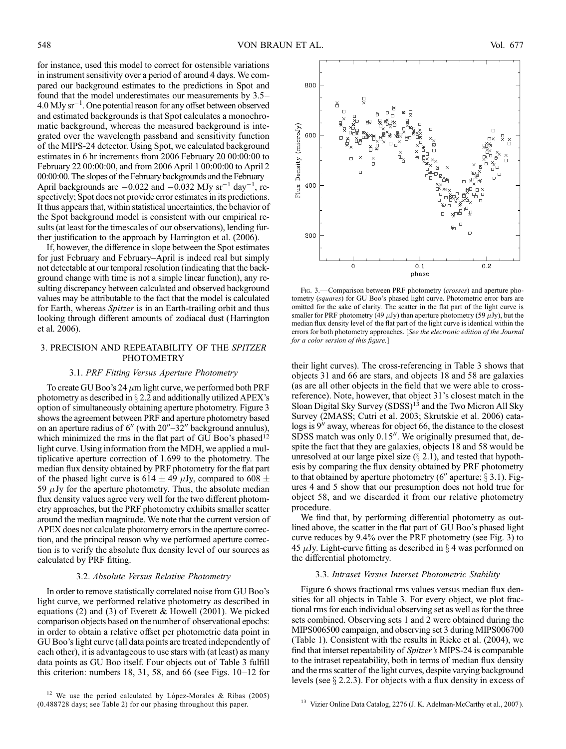for instance, used this model to correct for ostensible variations in instrument sensitivity over a period of around 4 days. We compared our background estimates to the predictions in Spot and found that the model underestimates our measurements by 3.5–4.0 MJy sr$^{-1}$. One potential reason for any offset between observed and estimated backgrounds is that Spot calculates a monochromatic background, whereas the measured background is integrated over the wavelength passband and sensitivity function of the MIPS-24 detector. Using Spot, we calculated background estimates in 6 hr increments from 2006 February 20 00:00:00 to February 22 00:00:00, and from 2006 April 1 00:00:00 to April 2 00:00:00. The slopes of the February backgrounds and the February–April backgrounds are −0.022 and −0.032 MJy sr$^{-1}$ day$^{-1}$, respectively; Spot does not provide error estimates in its predictions. It thus appears that, within statistical uncertainties, the behavior of the Spot background model is consistent with our empirical results (at least for the timescales of our observations), lending further justification to the approach by Harrington et al. (2006).

If, however, the difference in slope between the Spot estimates for just February and February–April is indeed real but simply not detectable at our temporal resolution (indicating that the background change with time is not a simple linear function), any resulting discrepancy between calculated and observed background values may be attributable to the fact that the model is calculated for Earth, whereas *Spitzer* is in an Earth-trailing orbit and thus looking through different amounts of zodiacal dust (Harrington et al. 2006).

## 3. PRECISION AND REPEATABILITY OF THE *SPITZER* PHOTOMETRY

### 3.1. *PRF Fitting Versus Aperture Photometry*

To create GU Boo's 24 μm light curve, we performed both PRF photometry as described in § 2.2 and additionally utilized APEX's option of simultaneously obtaining aperture photometry. Figure 3 shows the agreement between PRF and aperture photometry based on an aperture radius of 6″ (with 20″–32″ background annulus), which minimized the rms in the flat part of GU Boo's phased[12] light curve. Using information from the MDH, we applied a multiplicative aperture correction of 1.699 to the photometry. The median flux density obtained by PRF photometry for the flat part of the phased light curve is 614 ± 49 μJy, compared to 608 ± 59 μJy for the aperture photometry. Thus, the absolute median flux density values agree very well for the two different photometry approaches, but the PRF photometry exhibits smaller scatter around the median magnitude. We note that the current version of APEX does not calculate photometry errors in the aperture correction, and the principal reason why we performed aperture correction is to verify the absolute flux density level of our sources as calculated by PRF fitting.

### 3.2. *Absolute Versus Relative Photometry*

In order to remove statistically correlated noise from GU Boo's light curve, we performed relative photometry as described in equations (2) and (3) of Everett & Howell (2001). We picked comparison objects based on the number of observational epochs: in order to obtain a relative offset per photometric data point in GU Boo's light curve (all data points are treated independently of each other), it is advantageous to use stars with (at least) as many data points as GU Boo itself. Four objects out of Table 3 fulfill this criterion: numbers 18, 31, 58, and 66 (see Figs. 10–12 for their light curves). The cross-referencing in Table 3 shows that objects 31 and 66 are stars, and objects 18 and 58 are galaxies (as are all other objects in the field that we were able to cross-reference). Note, however, that object 31's closest match in the Sloan Digital Sky Survey (SDSS)[13] and the Two Micron All Sky Survey (2MASS; Cutri et al. 2003; Skrutskie et al. 2006) catalogs is 9″ away, whereas for object 66, the distance to the closest SDSS match was only 0.15″. We originally presumed that, despite the fact that they are galaxies, objects 18 and 58 would be unresolved at our large pixel size (§ 2.1), and tested that hypothesis by comparing the flux density obtained by PRF photometry to that obtained by aperture photometry (6″ aperture; § 3.1). Figures 4 and 5 show that our presumption does not hold true for object 58, and we discarded it from our relative photometry procedure.

Fig. 3.— Comparison between PRF photometry (*crosses*) and aperture photometry (*squares*) for GU Boo's phased light curve. Photometric error bars are omitted for the sake of clarity. The scatter in the flat part of the light curve is smaller for PRF photometry (49 μJy) than aperture photometry (59 μJy), but the median flux density level of the flat part of the light curve is identical within the errors for both photometry approaches. [*See the electronic edition of the Journal for a color version of this figure.*]

We find that, by performing differential photometry as outlined above, the scatter in the flat part of GU Boo's phased light curve reduces by 9.4% over the PRF photometry (see Fig. 3) to 45 μJy. Light-curve fitting as described in § 4 was performed on the differential photometry.

### 3.3. *Intraset Versus Interset Photometric Stability*

Figure 6 shows fractional rms values versus median flux densities for all objects in Table 3. For every object, we plot fractional rms for each individual observing set as well as for the three sets combined. Observing sets 1 and 2 were obtained during the MIPS006500 campaign, and observing set 3 during MIPS006700 (Table 1). Consistent with the results in Rieke et al. (2004), we find that interset repeatability of *Spitzer's* MIPS-24 is comparable to the intraset repeatability, both in terms of median flux density and the rms scatter of the light curves, despite varying background levels (see § 2.2.3). For objects with a flux density in excess of

[12] We use the period calculated by López-Morales & Ribas (2005) (0.488728 days; see Table 2) for our phasing throughout this paper.

[13] Vizier Online Data Catalog, 2276 (J. K. Adelman-McCarthy et al., 2007).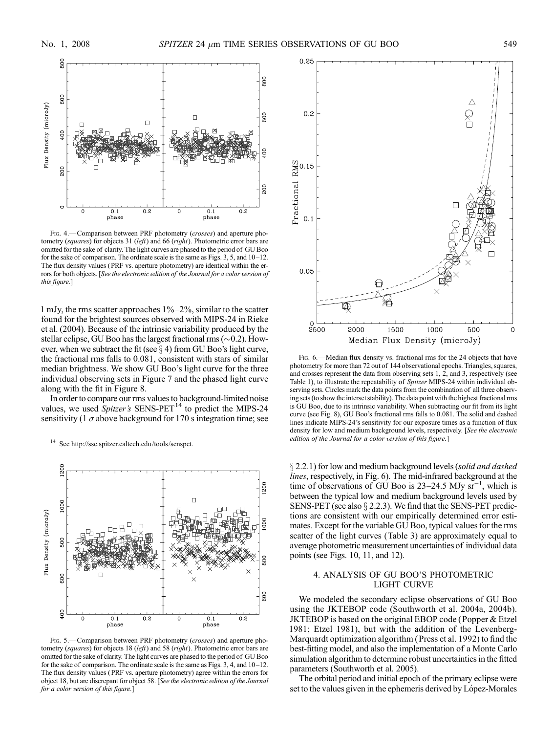FIG. 4.—Comparison between PRF photometry (*crosses*) and aperture photometry (*squares*) for objects 31 (*left*) and 66 (*right*). Photometric error bars are omitted for the sake of clarity. The light curves are phased to the period of GU Boo for the sake of comparison. The ordinate scale is the same as Figs. 3, 5, and 10–12. The flux density values (PRF vs. aperture photometry) are identical within the errors for both objects. [*See the electronic edition of the Journal for a color version of this figure.*]

1 mJy, the rms scatter approaches 1%–2%, similar to the scatter found for the brightest sources observed with MIPS-24 in Rieke et al. (2004). Because of the intrinsic variability produced by the stellar eclipse, GU Boo has the largest fractional rms (∼0.2). However, when we subtract the fit (see § 4) from GU Boo's light curve, the fractional rms falls to 0.081, consistent with stars of similar median brightness. We show GU Boo's light curve for the three individual observing sets in Figure 7 and the phased light curve along with the fit in Figure 8.

In order to compare our rms values to background-limited noise values, we used *Spitzer's* SENS-PET[14] to predict the MIPS-24 sensitivity (1 $\sigma$ above background for 170 s integration time; see § 2.2.1) for low and medium background levels (*solid and dashed lines*, respectively, in Fig. 6). The mid-infrared background at the time of observations of GU Boo is 23–24.5 MJy sr$^{-1}$, which is between the typical low and medium background levels used by SENS-PET (see also § 2.2.3). We find that the SENS-PET predictions are consistent with our empirically determined error estimates. Except for the variable GU Boo, typical values for the rms scatter of the light curves (Table 3) are approximately equal to average photometric measurement uncertainties of individual data points (see Figs. 10, 11, and 12).

[14] See http://ssc.spitzer.caltech.edu/tools/senspet.

FIG. 5.—Comparison between PRF photometry (*crosses*) and aperture photometry (*squares*) for objects 18 (*left*) and 58 (*right*). Photometric error bars are omitted for the sake of clarity. The light curves are phased to the period of GU Boo for the sake of comparison. The ordinate scale is the same as Figs. 3, 4, and 10–12. The flux density values (PRF vs. aperture photometry) agree within the errors for object 18, but are discrepant for object 58. [*See the electronic edition of the Journal for a color version of this figure.*]

FIG. 6.—Median flux density vs. fractional rms for the 24 objects that have photometry for more than 72 out of 144 observational epochs. Triangles, squares, and crosses represent the data from observing sets 1, 2, and 3, respectively (see Table 1), to illustrate the repeatability of *Spitzer* MIPS-24 within individual observing sets. Circles mark the data points from the combination of all three observing sets (to show the interset stability). The data point with the highest fractional rms is GU Boo, due to its intrinsic variability. When subtracting our fit from its light curve (see Fig. 8), GU Boo's fractional rms falls to 0.081. The solid and dashed lines indicate MIPS-24's sensitivity for our exposure times as a function of flux density for low and medium background levels, respectively. [*See the electronic edition of the Journal for a color version of this figure.*]

## 4. ANALYSIS OF GU BOO'S PHOTOMETRIC LIGHT CURVE

We modeled the secondary eclipse observations of GU Boo using the JKTEBOP code (Southworth et al. 2004a, 2004b). JKTEBOP is based on the original EBOP code (Popper & Etzel 1981; Etzel 1981), but with the addition of the Levenberg-Marquardt optimization algorithm (Press et al. 1992) to find the best-fitting model, and also the implementation of a Monte Carlo simulation algorithm to determine robust uncertainties in the fitted parameters (Southworth et al. 2005).

The orbital period and initial epoch of the primary eclipse were set to the values given in the ephemeris derived by López-Morales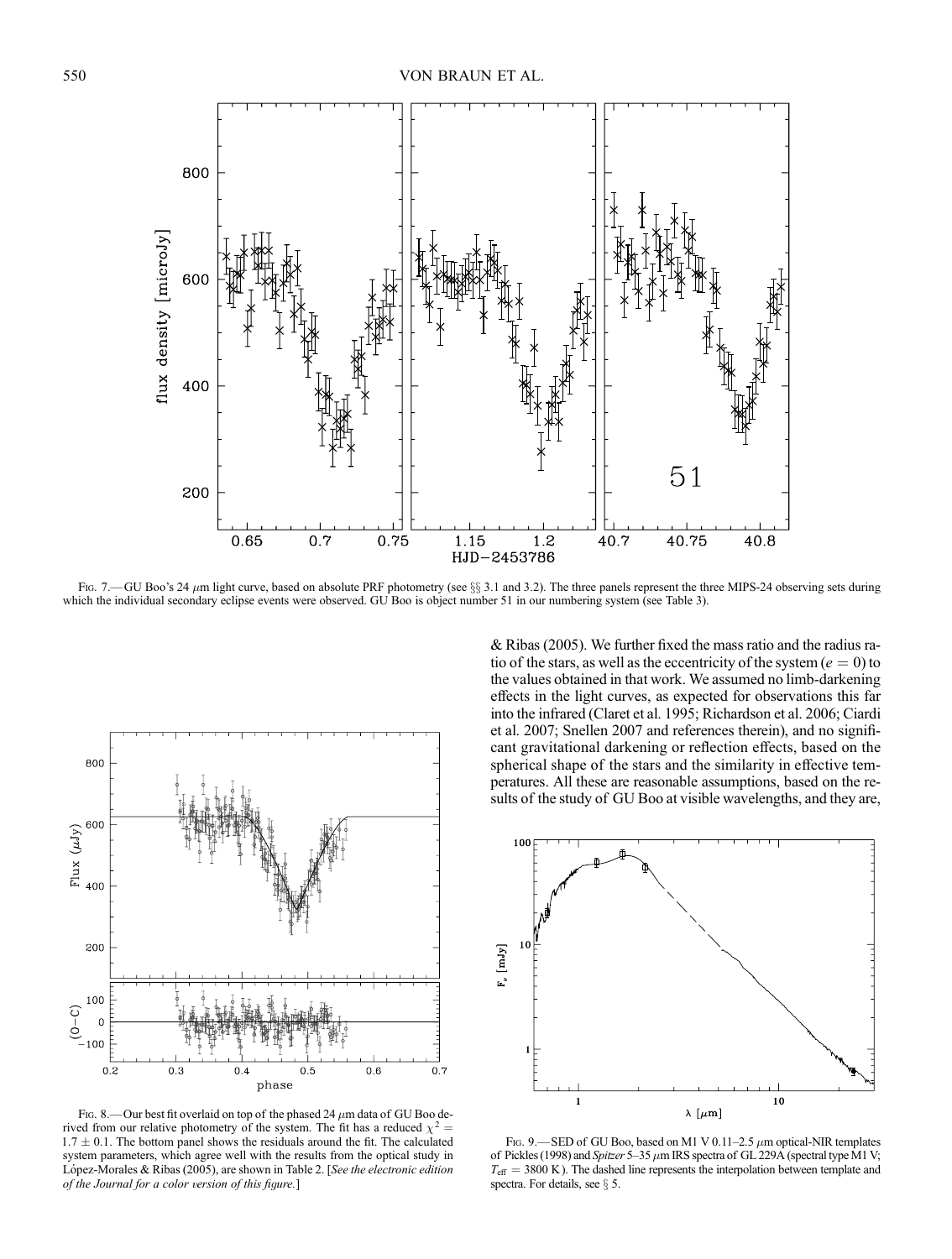FIG. 7.—GU Boo's 24 μm light curve, based on absolute PRF photometry (see §§ 3.1 and 3.2). The three panels represent the three MIPS-24 observing sets during which the individual secondary eclipse events were observed. GU Boo is object number 51 in our numbering system (see Table 3).

FIG. 8.—Our best fit overlaid on top of the phased 24 μm data of GU Boo derived from our relative photometry of the system. The fit has a reduced $\chi^2 = 1.7 \pm 0.1$. The bottom panel shows the residuals around the fit. The calculated system parameters, which agree well with the results from the optical study in López-Morales & Ribas (2005), are shown in Table 2. [*See the electronic edition of the Journal for a color version of this figure.*]

& Ribas (2005). We further fixed the mass ratio and the radius ratio of the stars, as well as the eccentricity of the system ($e = 0$) to the values obtained in that work. We assumed no limb-darkening effects in the light curves, as expected for observations this far into the infrared (Claret et al. 1995; Richardson et al. 2006; Ciardi et al. 2007; Snellen 2007 and references therein), and no significant gravitational darkening or reflection effects, based on the spherical shape of the stars and the similarity in effective temperatures. All these are reasonable assumptions, based on the results of the study of GU Boo at visible wavelengths, and they are,

FIG. 9.—SED of GU Boo, based on M1 V 0.11–2.5 μm optical-NIR templates of Pickles (1998) and *Spitzer* 5–35 μm IRS spectra of GL 229A (spectral type M1 V; $T_{\rm eff} = 3800$ K). The dashed line represents the interpolation between template and spectra. For details, see § 5.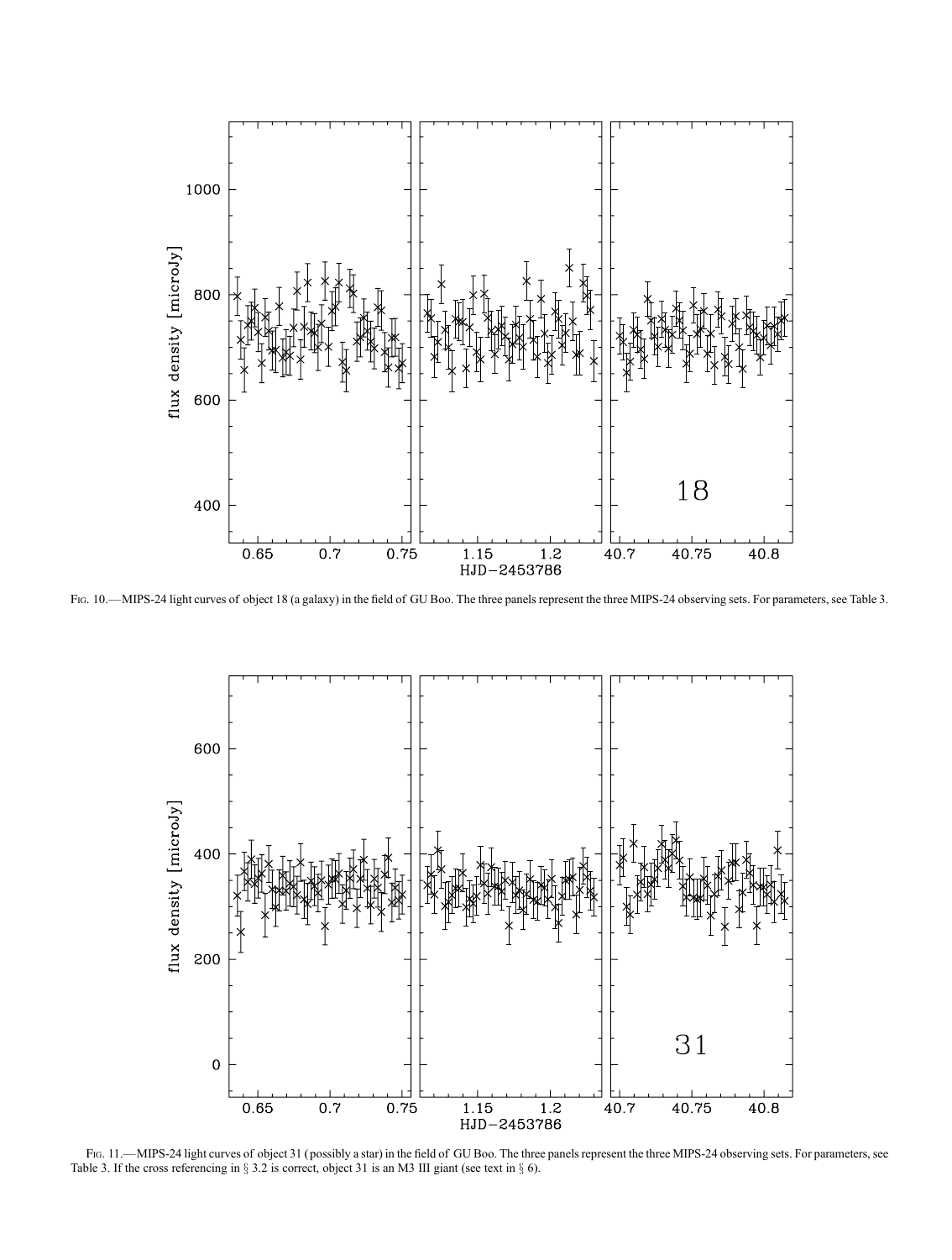Fig. 10.—MIPS-24 light curves of object 18 (a galaxy) in the field of GU Boo. The three panels represent the three MIPS-24 observing sets. For parameters, see Table 3.

Fig. 11.—MIPS-24 light curves of object 31 (possibly a star) in the field of GU Boo. The three panels represent the three MIPS-24 observing sets. For parameters, see Table 3. If the cross referencing in § 3.2 is correct, object 31 is an M3 III giant (see text in § 6).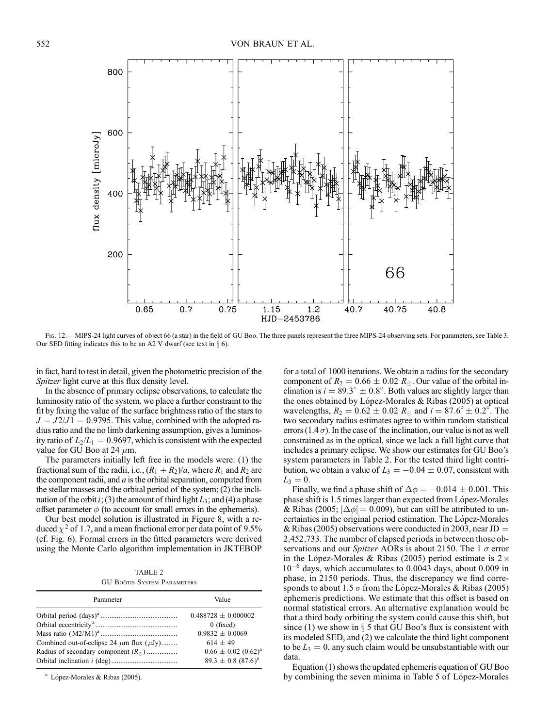Fig. 12.—MIPS-24 light curves of object 66 (a star) in the field of GU Boo. The three panels represent the three MIPS-24 observing sets. For parameters, see Table 3. Our SED fitting indicates this to be an A2 V dwarf (see text in § 6).

in fact, hard to test in detail, given the photometric precision of the *Spitzer* light curve at this flux density level.

In the absence of primary eclipse observations, to calculate the luminosity ratio of the system, we place a further constraint to the fit by fixing the value of the surface brightness ratio of the stars to $J = J2/J1 = 0.9795$. This value, combined with the adopted radius ratio and the no limb darkening assumption, gives a luminosity ratio of $L_2/L_1 = 0.9697$, which is consistent with the expected value for GU Boo at 24 $\mu$m.

The parameters initially left free in the models were: (1) the fractional sum of the radii, i.e., $(R_1 + R_2)/a$, where $R_1$ and $R_2$ are the component radii, and $a$ is the orbital separation, computed from the stellar masses and the orbital period of the system; (2) the inclination of the orbit $i$; (3) the amount of third light $L_3$; and (4) a phase offset parameter $\phi$ (to account for small errors in the ephemeris).

Our best model solution is illustrated in Figure 8, with a reduced $\chi^2$ of 1.7, and a mean fractional error per data point of 9.5% (cf. Fig. 6). Formal errors in the fitted parameters were derived using the Monte Carlo algorithm implementation in JKTEBOP for a total of 1000 iterations. We obtain a radius for the secondary component of $R_2 = 0.66 \pm 0.02\ R_\odot$. Our value of the orbital inclination is $i = 89.3° \pm 0.8°$. Both values are slightly larger than the ones obtained by López-Morales & Ribas (2005) at optical wavelengths, $R_2 = 0.62 \pm 0.02\ R_\odot$ and $i = 87.6° \pm 0.2°$. The two secondary radius estimates agree to within random statistical errors ($1.4\,\sigma$). In the case of the inclination, our value is not as well constrained as in the optical, since we lack a full light curve that includes a primary eclipse. We show our estimates for GU Boo's system parameters in Table 2. For the tested third light contribution, we obtain a value of $L_3 = -0.04 \pm 0.07$, consistent with $L_3 = 0$.

TABLE 2

GU Boötis System Parameters

| Parameter | Value |
|---|---|
| Orbital period (days)[a] | $0.488728 \pm 0.000002$ |
| Orbital eccentricity[a] | 0 (fixed) |
| Mass ratio (M2/M1)[a] | $0.9832 \pm 0.0069$ |
| Combined out-of-eclipse 24 $\mu$m flux ($\mu$Jy) | $614 \pm 49$ |
| Radius of secondary component ($R_\odot$) | $0.66 \pm 0.02$ (0.62)[a] |
| Orbital inclination $i$ (deg) | $89.3 \pm 0.8$ (87.6)[a] |

[a] López-Morales & Ribas (2005).

Finally, we find a phase shift of $\Delta\phi = -0.014 \pm 0.001$. This phase shift is 1.5 times larger than expected from López-Morales & Ribas (2005; $|\Delta\phi| = 0.009$), but can still be attributed to uncertainties in the original period estimation. The López-Morales & Ribas (2005) observations were conducted in 2003, near JD = 2,452,733. The number of elapsed periods in between those observations and our *Spitzer* AORs is about 2150. The 1 $\sigma$ error in the López-Morales & Ribas (2005) period estimate is $2 \times 10^{-6}$ days, which accumulates to 0.0043 days, about 0.009 in phase, in 2150 periods. Thus, the discrepancy we find corresponds to about 1.5 $\sigma$ from the López-Morales & Ribas (2005) ephemeris predictions. We estimate that this offset is based on normal statistical errors. An alternative explanation would be that a third body orbiting the system could cause this shift, but since (1) we show in § 5 that GU Boo's flux is consistent with its modeled SED, and (2) we calculate the third light component to be $L_3 = 0$, any such claim would be unsubstantiable with our data.

Equation (1) shows the updated ephemeris equation of GU Boo by combining the seven minima in Table 5 of López-Morales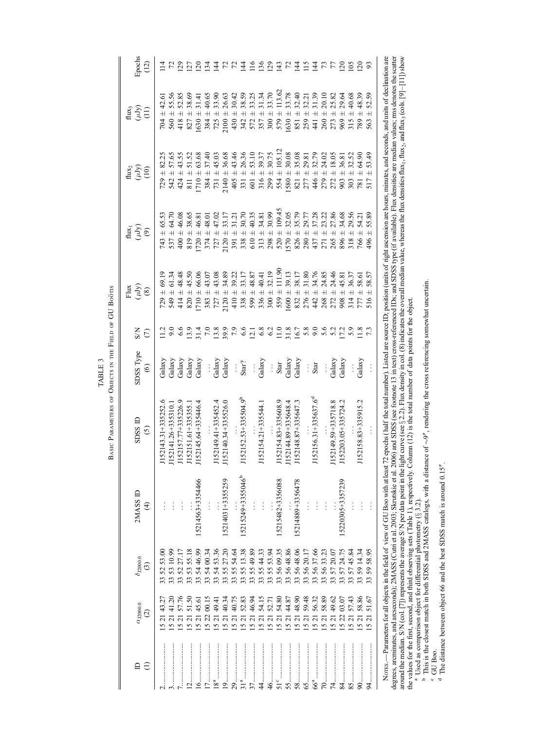TABLE 3

Basic Parameters of Objects in the Field of GU Boötis

| ID (1) | $\alpha_{J2000.0}$ (2) | $\delta_{J2000.0}$ (3) | 2MASS ID (4) | SDSS ID (5) | SDSS Type (6) | S/N (7) | Flux ($\mu$Jy) (8) | $flux_1$ ($\mu$Jy) (9) | $flux_2$ ($\mu$Jy) (10) | $flux_3$ ($\mu$Jy) (11) | Epochs (12) |
|---|---|---|---|---|---|---|---|---|---|---|---|
| 2 | 15 21 43.27 | 33 52 53.00 | ... | J152143.31+335252.6 | Galaxy | 11.2 | 729 ± 69.19 | 743 ± 65.53 | 729 ± 82.25 | 704 ± 42.61 | 114 |
| 3 | 15 21 41.20 | 33 53 10.99 | ... | J152141.26+335310.1 | Galaxy | 9.0 | 549 ± 61.34 | 537 ± 64.70 | 542 ± 57.65 | 560 ± 55.56 | 72 |
| 7 | 15 21 57.76 | 33 52 27.17 | ... | J152157.77+335226.9 | Galaxy | 6.6 | 414 ± 48.48 | 400 ± 46.08 | 424 ± 43.55 | 418 ± 52.85 | 129 |
| 12 | 15 21 51.50 | 33 53 55.18 | ... | J152151.61+335355.1 | Galaxy | 13.9 | 820 ± 45.50 | 819 ± 38.65 | 811 ± 51.52 | 827 ± 38.69 | 127 |
| 16 | 15 21 45.61 | 33 54 46.99 | 15214563+3354466 | J152145.64+335446.4 | Galaxy | 31.4 | 1710 ± 66.06 | 1720 ± 46.81 | 1710 ± 63.68 | 1630 ± 31.41 | 120 |
| 17 | 15 22 00.15 | 33 54 00.34 | ... | ... | ... | 7.0 | 383 ± 43.07 | 374 ± 48.01 | 384 ± 37.40 | 384 ± 40.65 | 134 |
| 18[a] | 15 21 49.41 | 33 54 53.36 | ... | J152149.41+335452.4 | Galaxy | 13.8 | 727 ± 43.08 | 727 ± 47.02 | 731 ± 45.03 | 725 ± 33.90 | 144 |
| 19 | 15 21 40.34 | 33 55 27.20 | 15214031+3355259 | J152140.34+335526.0 | Galaxy | 39.9 | 2120 ± 34.89 | 2120 ± 33.17 | 2140 ± 36.68 | 2100 ± 26.63 | 72 |
| 29 | 15 21 40.75 | 33 55 54.64 | ... | ... | ... | 7.9 | 410 ± 39.22 | 391 ± 31.21 | 405 ± 43.46 | 430 ± 30.42 | 72 |
| 31[a] | 15 21 52.83 | 33 55 13.38 | 15215249+3355046[b] | J152152.53+335504.9[b] | Star? | 6.6 | 338 ± 33.17 | 338 ± 30.70 | 331 ± 26.36 | 342 ± 38.59 | 144 |
| 37 | 15 21 46.94 | 33 55 49.89 | ... | ... | ... | 12.1 | 599 ± 48.87 | 610 ± 40.35 | 601 ± 53.10 | 572 ± 33.25 | 116 |
| 44 | 15 21 54.15 | 33 55 44.33 | ... | J152154.21+335544.1 | Galaxy | 6.8 | 336 ± 40.41 | 313 ± 34.81 | 316 ± 39.37 | 357 ± 31.34 | 136 |
| 46 | 15 21 52.71 | 33 55 53.94 | ... | ... | ... | 6.2 | 300 ± 32.19 | 298 ± 30.99 | 299 ± 30.75 | 300 ± 33.70 | 129 |
| 51[c] | 15 21 54.80 | 33 56 09.35 | 15215482+3356088 | J152154.83+335608.9 | Star | 11.0 | 559 ± 111.90 | 520 ± 109.45 | 554 ± 105.12 | 579 ± 113.62 | 143 |
| 55 | 15 21 44.87 | 33 56 48.86 | ... | J152144.89+335648.4 | Galaxy | 31.8 | 1600 ± 39.13 | 1570 ± 32.05 | 1580 ± 30.08 | 1630 ± 33.78 | 72 |
| 58 | 15 21 48.90 | 33 56 48.06 | 15214889+3356478 | J152148.87+335647.3 | Galaxy | 16.7 | 832 ± 38.17 | 826 ± 35.79 | 821 ± 35.08 | 851 ± 32.40 | 144 |
| 65 | 15 21 59.48 | 33 56 20.17 | ... | ... | ... | 5.8 | 276 ± 31.80 | 280 ± 29.77 | 277 ± 29.81 | 259 ± 32.21 | 115 |
| 66[a] | 15 21 56.32 | 33 56 37.66 | ... | J152156.31+335637.6[d] | Star | 9.0 | 442 ± 34.76 | 437 ± 37.28 | 446 ± 32.79 | 441 ± 31.39 | 144 |
| 70 | 15 21 58.89 | 33 56 33.23 | ... | ... | ... | 5.6 | 268 ± 24.85 | 271 ± 23.22 | 279 ± 24.02 | 260 ± 20.10 | 73 |
| 74 | 15 21 49.62 | 33 57 20.07 | ... | J152149.59+335718.8 | Galaxy | 5.2 | 272 ± 24.46 | 265 ± 27.86 | 272 ± 18.05 | 273 ± 25.82 | 77 |
| 84 | 15 22 03.07 | 33 57 24.75 | 15220305+3357239 | J152203.05+335724.2 | Galaxy | 17.2 | 908 ± 45.81 | 896 ± 34.68 | 903 ± 36.81 | 969 ± 29.64 | 120 |
| 85 | 15 21 57.43 | 33 57 45.84 | ... | ... | ... | 5.9 | 314 ± 36.37 | 318 ± 29.56 | 303 ± 32.52 | 315 ± 40.68 | 105 |
| 90 | 15 21 58.86 | 33 59 14.34 | ... | J152158.83+335915.2 | Galaxy | 11.8 | 777 ± 58.61 | 766 ± 54.21 | 781 ± 64.90 | 789 ± 48.39 | 120 |
| 94 | 15 21 51.67 | 33 59 58.95 | ... | ... | ... | 7.3 | 516 ± 58.57 | 496 ± 55.89 | 517 ± 53.49 | 563 ± 52.59 | 93 |

Notes.—Parameters for all objects in the field of view of GU Boo with at least 72 epochs (half the total number). Listed are source ID; position (units of right ascension are hours, minutes, and seconds, and units of declination are degrees, arcminutes, and arcseconds); 2MASS (Cutri et al. 2003; Skrutskie et al. 2006) and SDSS (see footnote 13 in text) cross-referenced IDs; and SDSS type (if available). Flux densities are median values; rms denotes the scatter around the median. S/N (col. [7]) represents the average S/N per data point in the light curve (see § 2.2). Flux density in col. (8) indicates the overall median value, whereas the flux densities $flux_1$, $flux_2$, and $flux_3$ (cols. [9]–[11]) show the values for the first, second, and third observing sets (Table 1), respectively. Column (12) is the total number of data points for the object.

[a] Used as comparison object for differential photometry (§ 3.2).

[b] This is the closest match in both SDSS and 2MASS catalogs, with a distance of ~9″, rendering the cross referencing somewhat uncertain.

[c] GU Boo.

[d] The distance between object 66 and the best SDSS match is around 0.15″.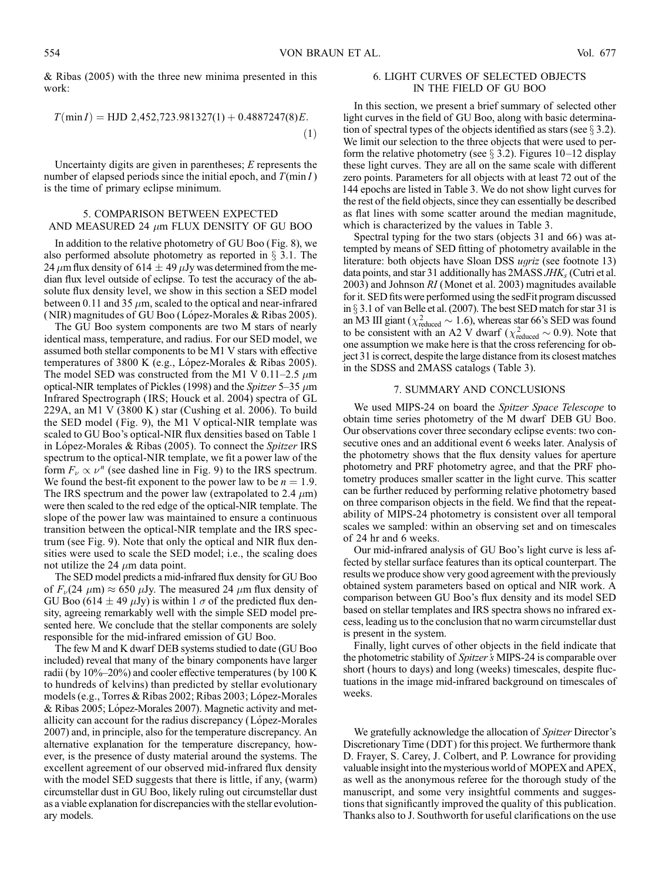& Ribas (2005) with the three new minima presented in this work:

$$T(\min I) = \text{HJD } 2{,}452{,}723.981327(1) + 0.4887247(8)E. \quad (1)$$

Uncertainty digits are given in parentheses; $E$ represents the number of elapsed periods since the initial epoch, and $T(\min I)$ is the time of primary eclipse minimum.

## 5. COMPARISON BETWEEN EXPECTED AND MEASURED 24 $\mu$m FLUX DENSITY OF GU BOO

In addition to the relative photometry of GU Boo (Fig. 8), we also performed absolute photometry as reported in § 3.1. The 24 $\mu$m flux density of $614 \pm 49$ $\mu$Jy was determined from the median flux level outside of eclipse. To test the accuracy of the absolute flux density level, we show in this section a SED model between 0.11 and 35 $\mu$m, scaled to the optical and near-infrared (NIR) magnitudes of GU Boo (López-Morales & Ribas 2005).

The GU Boo system components are two M stars of nearly identical mass, temperature, and radius. For our SED model, we assumed both stellar components to be M1 V stars with effective temperatures of 3800 K (e.g., López-Morales & Ribas 2005). The model SED was constructed from the M1 V 0.11–2.5 $\mu$m optical-NIR templates of Pickles (1998) and the *Spitzer* 5–35 $\mu$m Infrared Spectrograph (IRS; Houck et al. 2004) spectra of GL 229A, an M1 V (3800 K) star (Cushing et al. 2006). To build the SED model (Fig. 9), the M1 V optical-NIR template was scaled to GU Boo's optical-NIR flux densities based on Table 1 in López-Morales & Ribas (2005). To connect the *Spitzer* IRS spectrum to the optical-NIR template, we fit a power law of the form $F_\nu \propto \nu^n$ (see dashed line in Fig. 9) to the IRS spectrum. We found the best-fit exponent to the power law to be $n = 1.9$. The IRS spectrum and the power law (extrapolated to 2.4 $\mu$m) were then scaled to the red edge of the optical-NIR template. The slope of the power law was maintained to ensure a continuous transition between the optical-NIR template and the IRS spectrum (see Fig. 9). Note that only the optical and NIR flux densities were used to scale the SED model; i.e., the scaling does not utilize the 24 $\mu$m data point.

The SED model predicts a mid-infrared flux density for GU Boo of $F_\nu(24\ \mu\text{m}) \approx 650$ $\mu$Jy. The measured 24 $\mu$m flux density of GU Boo ($614 \pm 49$ $\mu$Jy) is within 1 $\sigma$ of the predicted flux density, agreeing remarkably well with the simple SED model presented here. We conclude that the stellar components are solely responsible for the mid-infrared emission of GU Boo.

The few M and K dwarf DEB systems studied to date (GU Boo included) reveal that many of the binary components have larger radii (by 10%–20%) and cooler effective temperatures (by 100 K to hundreds of kelvins) than predicted by stellar evolutionary models (e.g., Torres & Ribas 2002; Ribas 2003; López-Morales & Ribas 2005; López-Morales 2007). Magnetic activity and metallicity can account for the radius discrepancy (López-Morales 2007) and, in principle, also for the temperature discrepancy. An alternative explanation for the temperature discrepancy, however, is the presence of dusty material around the systems. The excellent agreement of our observed mid-infrared flux density with the model SED suggests that there is little, if any, (warm) circumstellar dust in GU Boo, likely ruling out circumstellar dust as a viable explanation for discrepancies with the stellar evolutionary models.

## 6. LIGHT CURVES OF SELECTED OBJECTS IN THE FIELD OF GU BOO

In this section, we present a brief summary of selected other light curves in the field of GU Boo, along with basic determination of spectral types of the objects identified as stars (see § 3.2). We limit our selection to the three objects that were used to perform the relative photometry (see § 3.2). Figures 10–12 display these light curves. They are all on the same scale with different zero points. Parameters for all objects with at least 72 out of the 144 epochs are listed in Table 3. We do not show light curves for the rest of the field objects, since they can essentially be described as flat lines with some scatter around the median magnitude, which is characterized by the values in Table 3.

Spectral typing for the two stars (objects 31 and 66) was attempted by means of SED fitting of photometry available in the literature: both objects have Sloan DSS *ugriz* (see footnote 13) data points, and star 31 additionally has 2MASS $JHK_s$ (Cutri et al. 2003) and Johnson *RI* (Monet et al. 2003) magnitudes available for it. SED fits were performed using the sedFit program discussed in § 3.1 of van Belle et al. (2007). The best SED match for star 31 is an M3 III giant ($\chi^2_{\text{reduced}} \sim 1.6$), whereas star 66's SED was found to be consistent with an A2 V dwarf ($\chi^2_{\text{reduced}} \sim 0.9$). Note that one assumption we make here is that the cross referencing for object 31 is correct, despite the large distance from its closest matches in the SDSS and 2MASS catalogs (Table 3).

## 7. SUMMARY AND CONCLUSIONS

We used MIPS-24 on board the *Spitzer Space Telescope* to obtain time series photometry of the M dwarf DEB GU Boo. Our observations cover three secondary eclipse events: two consecutive ones and an additional event 6 weeks later. Analysis of the photometry shows that the flux density values for aperture photometry and PRF photometry agree, and that the PRF photometry produces smaller scatter in the light curve. This scatter can be further reduced by performing relative photometry based on three comparison objects in the field. We find that the repeatability of MIPS-24 photometry is consistent over all temporal scales we sampled: within an observing set and on timescales of 24 hr and 6 weeks.

Our mid-infrared analysis of GU Boo's light curve is less affected by stellar surface features than its optical counterpart. The results we produce show very good agreement with the previously obtained system parameters based on optical and NIR work. A comparison between GU Boo's flux density and its model SED based on stellar templates and IRS spectra shows no infrared excess, leading us to the conclusion that no warm circumstellar dust is present in the system.

Finally, light curves of other objects in the field indicate that the photometric stability of *Spitzer's* MIPS-24 is comparable over short (hours to days) and long (weeks) timescales, despite fluctuations in the image mid-infrared background on timescales of weeks.

We gratefully acknowledge the allocation of *Spitzer* Director's Discretionary Time (DDT) for this project. We furthermore thank D. Frayer, S. Carey, J. Colbert, and P. Lowrance for providing valuable insight into the mysterious world of MOPEX and APEX, as well as the anonymous referee for the thorough study of the manuscript, and some very insightful comments and suggestions that significantly improved the quality of this publication. Thanks also to J. Southworth for useful clarifications on the use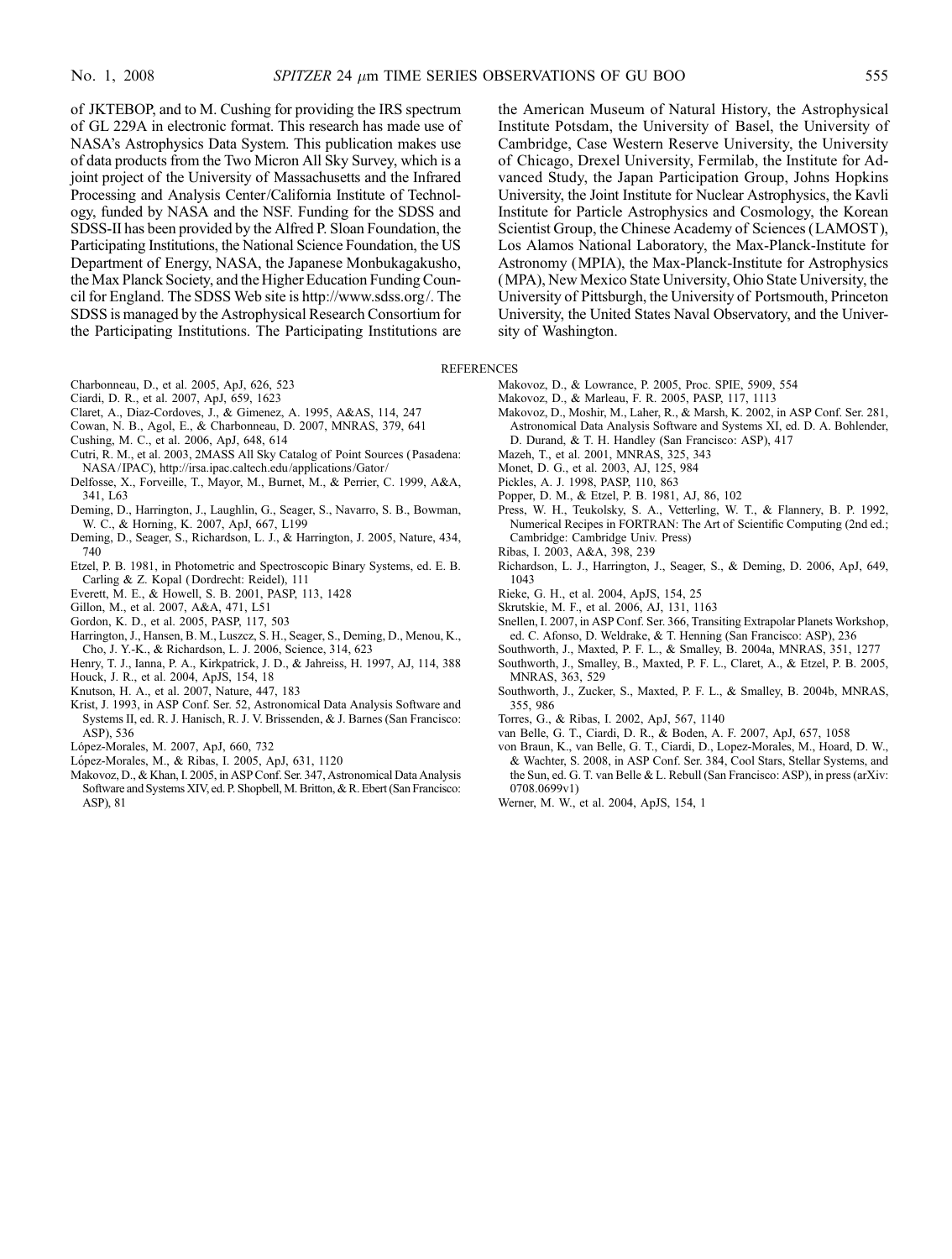of JKTEBOP, and to M. Cushing for providing the IRS spectrum of GL 229A in electronic format. This research has made use of NASA's Astrophysics Data System. This publication makes use of data products from the Two Micron All Sky Survey, which is a joint project of the University of Massachusetts and the Infrared Processing and Analysis Center/California Institute of Technology, funded by NASA and the NSF. Funding for the SDSS and SDSS-II has been provided by the Alfred P. Sloan Foundation, the Participating Institutions, the National Science Foundation, the US Department of Energy, NASA, the Japanese Monbukagakusho, the Max Planck Society, and the Higher Education Funding Council for England. The SDSS Web site is http://www.sdss.org/. The SDSS is managed by the Astrophysical Research Consortium for the Participating Institutions. The Participating Institutions are the American Museum of Natural History, the Astrophysical Institute Potsdam, the University of Basel, the University of Cambridge, Case Western Reserve University, the University of Chicago, Drexel University, Fermilab, the Institute for Advanced Study, the Japan Participation Group, Johns Hopkins University, the Joint Institute for Nuclear Astrophysics, the Kavli Institute for Particle Astrophysics and Cosmology, the Korean Scientist Group, the Chinese Academy of Sciences (LAMOST), Los Alamos National Laboratory, the Max-Planck-Institute for Astronomy (MPIA), the Max-Planck-Institute for Astrophysics (MPA), New Mexico State University, Ohio State University, the University of Pittsburgh, the University of Portsmouth, Princeton University, the United States Naval Observatory, and the University of Washington.

## REFERENCES

Charbonneau, D., et al. 2005, ApJ, 626, 523
Ciardi, D. R., et al. 2007, ApJ, 659, 1623
Claret, A., Diaz-Cordoves, J., & Gimenez, A. 1995, A&AS, 114, 247
Cowan, N. B., Agol, E., & Charbonneau, D. 2007, MNRAS, 379, 641
Cushing, M. C., et al. 2006, ApJ, 648, 614
Cutri, R. M., et al. 2003, 2MASS All Sky Catalog of Point Sources (Pasadena: NASA/IPAC), http://irsa.ipac.caltech.edu/applications/Gator/
Delfosse, X., Forveille, T., Mayor, M., Burnet, M., & Perrier, C. 1999, A&A, 341, L63
Deming, D., Harrington, J., Laughlin, G., Seager, S., Navarro, S. B., Bowman, W. C., & Horning, K. 2007, ApJ, 667, L199
Deming, D., Seager, S., Richardson, L. J., & Harrington, J. 2005, Nature, 434, 740
Etzel, P. B. 1981, in Photometric and Spectroscopic Binary Systems, ed. E. B. Carling & Z. Kopal (Dordrecht: Reidel), 111
Everett, M. E., & Howell, S. B. 2001, PASP, 113, 1428
Gillon, M., et al. 2007, A&A, 471, L51
Gordon, K. D., et al. 2005, PASP, 117, 503
Harrington, J., Hansen, B. M., Luszcz, S. H., Seager, S., Deming, D., Menou, K., Cho, J. Y.-K., & Richardson, L. J. 2006, Science, 314, 623
Henry, T. J., Ianna, P. A., Kirkpatrick, J. D., & Jahreiss, H. 1997, AJ, 114, 388
Houck, J. R., et al. 2004, ApJS, 154, 18
Knutson, H. A., et al. 2007, Nature, 447, 183
Krist, J. 1993, in ASP Conf. Ser. 52, Astronomical Data Analysis Software and Systems II, ed. R. J. Hanisch, R. J. V. Brissenden, & J. Barnes (San Francisco: ASP), 536
López-Morales, M. 2007, ApJ, 660, 732
López-Morales, M., & Ribas, I. 2005, ApJ, 631, 1120
Makovoz, D., & Khan, I. 2005, in ASP Conf. Ser. 347, Astronomical Data Analysis Software and Systems XIV, ed. P. Shopbell, M. Britton, & R. Ebert (San Francisco: ASP), 81
Makovoz, D., & Lowrance, P. 2005, Proc. SPIE, 5909, 554
Makovoz, D., & Marleau, F. R. 2005, PASP, 117, 1113
Makovoz, D., Moshir, M., Laher, R., & Marsh, K. 2002, in ASP Conf. Ser. 281, Astronomical Data Analysis Software and Systems XI, ed. D. A. Bohlender, D. Durand, & T. H. Handley (San Francisco: ASP), 417
Mazeh, T., et al. 2001, MNRAS, 325, 343
Monet, D. G., et al. 2003, AJ, 125, 984
Pickles, A. J. 1998, PASP, 110, 863
Popper, D. M., & Etzel, P. B. 1981, AJ, 86, 102
Press, W. H., Teukolsky, S. A., Vetterling, W. T., & Flannery, B. P. 1992, Numerical Recipes in FORTRAN: The Art of Scientific Computing (2nd ed.; Cambridge: Cambridge Univ. Press)
Ribas, I. 2003, A&A, 398, 239
Richardson, L. J., Harrington, J., Seager, S., & Deming, D. 2006, ApJ, 649, 1043
Rieke, G. H., et al. 2004, ApJS, 154, 25
Skrutskie, M. F., et al. 2006, AJ, 131, 1163
Snellen, I. 2007, in ASP Conf. Ser. 366, Transiting Extrapolar Planets Workshop, ed. C. Afonso, D. Weldrake, & T. Henning (San Francisco: ASP), 236
Southworth, J., Maxted, P. F. L., & Smalley, B. 2004a, MNRAS, 351, 1277
Southworth, J., Smalley, B., Maxted, P. F. L., Claret, A., & Etzel, P. B. 2005, MNRAS, 363, 529
Southworth, J., Zucker, S., Maxted, P. F. L., & Smalley, B. 2004b, MNRAS, 355, 986
Torres, G., & Ribas, I. 2002, ApJ, 567, 1140
van Belle, G. T., Ciardi, D. R., & Boden, A. F. 2007, ApJ, 657, 1058
von Braun, K., van Belle, G. T., Ciardi, D., Lopez-Morales, M., Hoard, D. W., & Wachter, S. 2008, in ASP Conf. Ser. 384, Cool Stars, Stellar Systems, and the Sun, ed. G. T. van Belle & L. Rebull (San Francisco: ASP), in press (arXiv: 0708.0699v1)
Werner, M. W., et al. 2004, ApJS, 154, 1